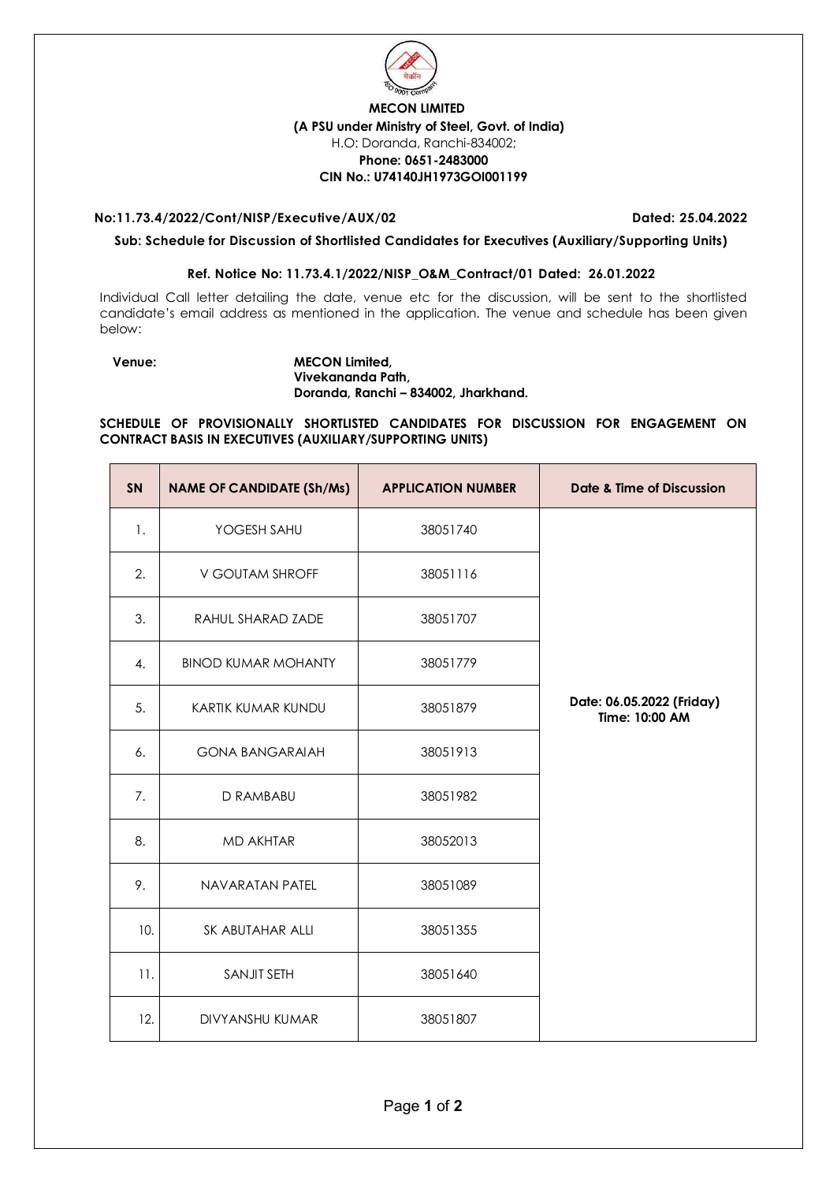**MECON LIMITED**
**(A PSU under Ministry of Steel, Govt. of India)**
H.O: Doranda, Ranchi-834002;
**Phone: 0651-2483000**
**CIN No.: U74140JH1973GOI001199**

**No:11.73.4/2022/Cont/NISP/Executive/AUX/02** **Dated: 25.04.2022**

**Sub: Schedule for Discussion of Shortlisted Candidates for Executives (Auxiliary/Supporting Units)**

**Ref. Notice No: 11.73.4.1/2022/NISP_O&M_Contract/01 Dated: 26.01.2022**

Individual Call letter detailing the date, venue etc for the discussion, will be sent to the shortlisted candidate's email address as mentioned in the application. The venue and schedule has been given below:

**Venue:** **MECON Limited,**
**Vivekananda Path,**
**Doranda, Ranchi – 834002, Jharkhand.**

**SCHEDULE OF PROVISIONALLY SHORTLISTED CANDIDATES FOR DISCUSSION FOR ENGAGEMENT ON CONTRACT BASIS IN EXECUTIVES (AUXILIARY/SUPPORTING UNITS)**

| SN | NAME OF CANDIDATE (Sh/Ms) | APPLICATION NUMBER | Date & Time of Discussion |
|---|---|---|---|
| 1. | YOGESH SAHU | 38051740 | Date: 06.05.2022 (Friday) Time: 10:00 AM |
| 2. | V GOUTAM SHROFF | 38051116 | |
| 3. | RAHUL SHARAD ZADE | 38051707 | |
| 4. | BINOD KUMAR MOHANTY | 38051779 | |
| 5. | KARTIK KUMAR KUNDU | 38051879 | |
| 6. | GONA BANGARAIAH | 38051913 | |
| 7. | D RAMBABU | 38051982 | |
| 8. | MD AKHTAR | 38052013 | |
| 9. | NAVARATAN PATEL | 38051089 | |
| 10. | SK ABUTAHAR ALLI | 38051355 | |
| 11. | SANJIT SETH | 38051640 | |
| 12. | DIVYANSHU KUMAR | 38051807 | |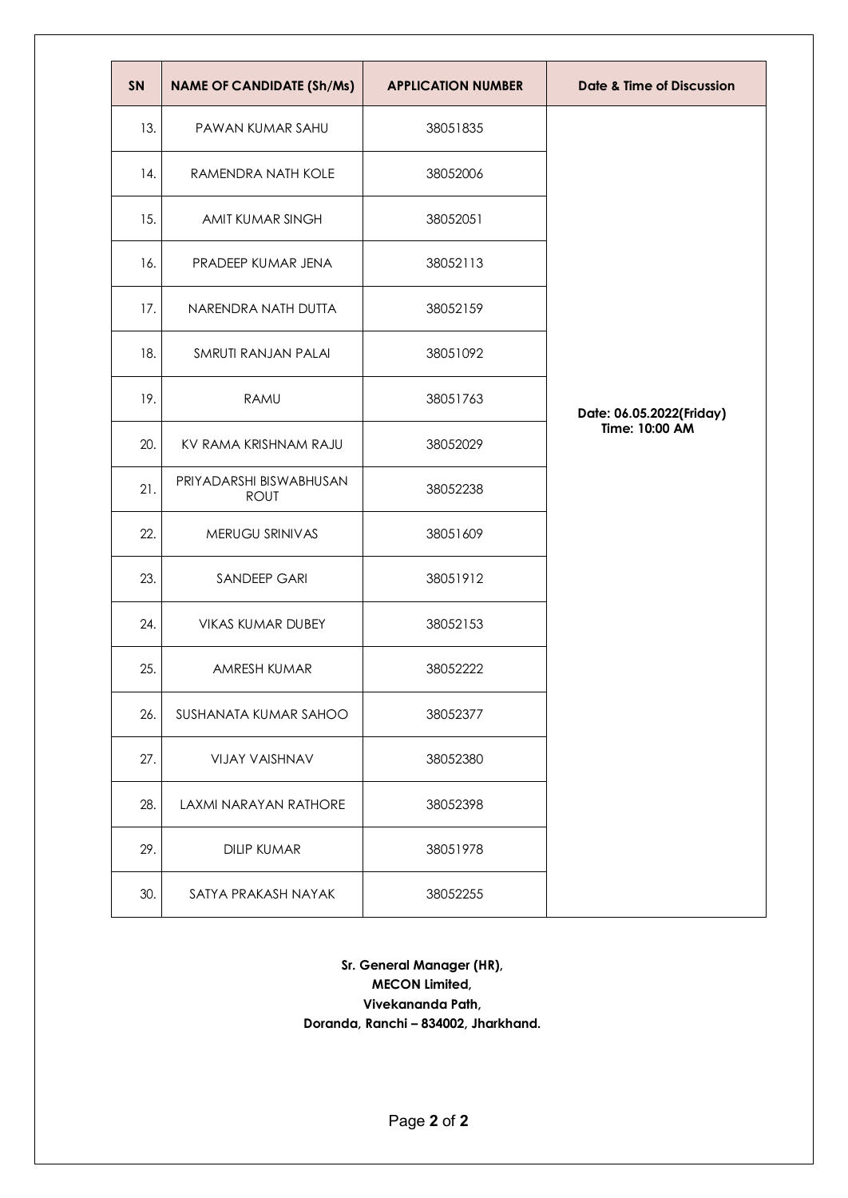| SN | NAME OF CANDIDATE (Sh/Ms) | APPLICATION NUMBER | Date & Time of Discussion |
|---|---|---|---|
| 13. | PAWAN KUMAR SAHU | 38051835 | Date: 06.05.2022(Friday) Time: 10:00 AM |
| 14. | RAMENDRA NATH KOLE | 38052006 | |
| 15. | AMIT KUMAR SINGH | 38052051 | |
| 16. | PRADEEP KUMAR JENA | 38052113 | |
| 17. | NARENDRA NATH DUTTA | 38052159 | |
| 18. | SMRUTI RANJAN PALAI | 38051092 | |
| 19. | RAMU | 38051763 | |
| 20. | KV RAMA KRISHNAM RAJU | 38052029 | |
| 21. | PRIYADARSHI BISWABHUSAN ROUT | 38052238 | |
| 22. | MERUGU SRINIVAS | 38051609 | |
| 23. | SANDEEP GARI | 38051912 | |
| 24. | VIKAS KUMAR DUBEY | 38052153 | |
| 25. | AMRESH KUMAR | 38052222 | |
| 26. | SUSHANATA KUMAR SAHOO | 38052377 | |
| 27. | VIJAY VAISHNAV | 38052380 | |
| 28. | LAXMI NARAYAN RATHORE | 38052398 | |
| 29. | DILIP KUMAR | 38051978 | |
| 30. | SATYA PRAKASH NAYAK | 38052255 | |

**Sr. General Manager (HR),**
**MECON Limited,**
**Vivekananda Path,**
**Doranda, Ranchi – 834002, Jharkhand.**